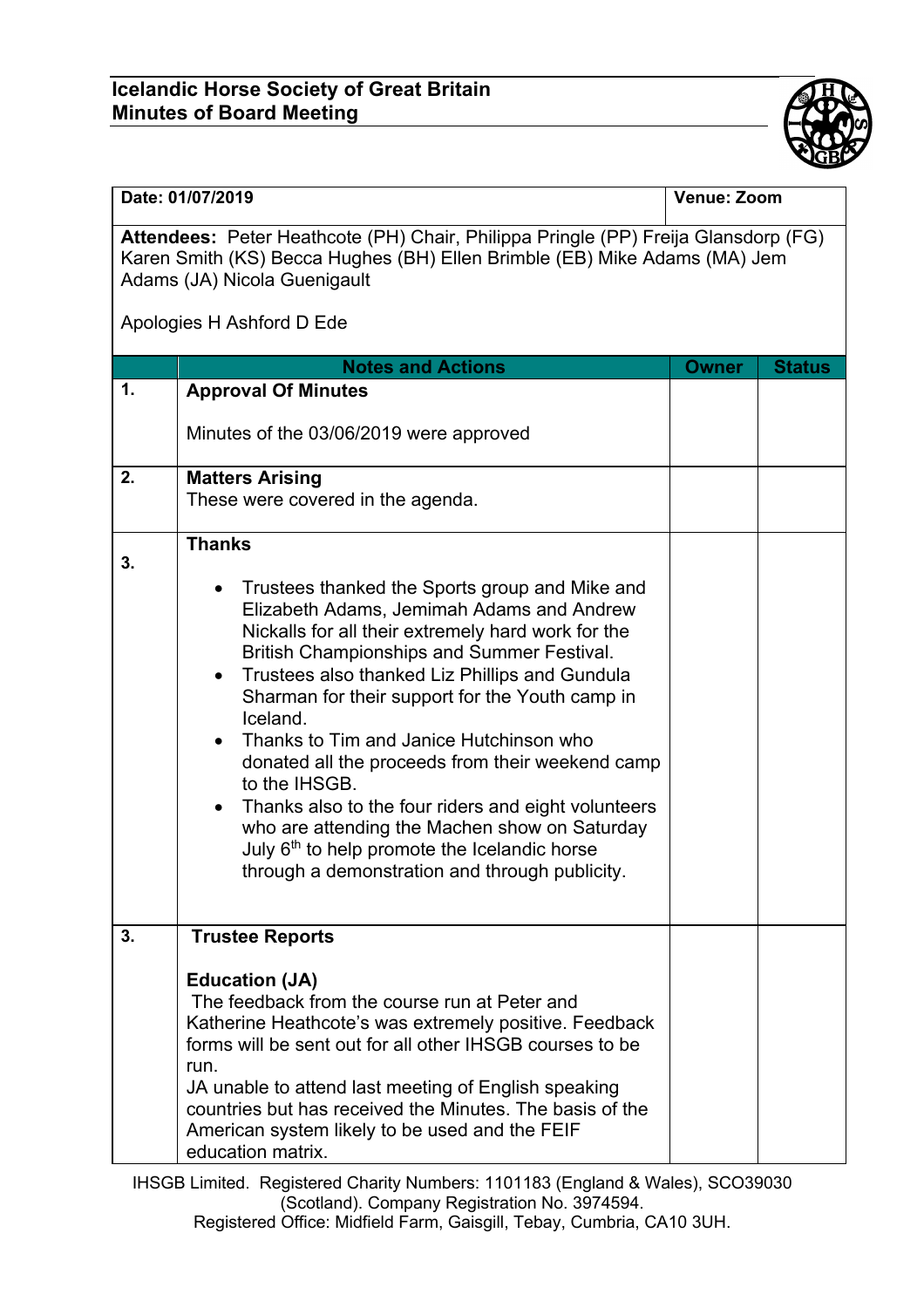# Icelandic Horse Society of Great Britain
## Minutes of Board Meeting

| Date: 01/07/2019 | Venue: Zoom |
|---|---|

**Attendees:** Peter Heathcote (PH) Chair, Philippa Pringle (PP) Freija Glansdorp (FG) Karen Smith (KS) Becca Hughes (BH) Ellen Brimble (EB) Mike Adams (MA) Jem Adams (JA) Nicola Guenigault

Apologies H Ashford D Ede

| | Notes and Actions | Owner | Status |
|---|---|---|---|
| 1. | **Approval Of Minutes**<br><br>Minutes of the 03/06/2019 were approved | | |
| 2. | **Matters Arising**<br>These were covered in the agenda. | | |
| 3. | **Thanks**<br><br>• Trustees thanked the Sports group and Mike and Elizabeth Adams, Jemimah Adams and Andrew Nickalls for all their extremely hard work for the British Championships and Summer Festival.<br>• Trustees also thanked Liz Phillips and Gundula Sharman for their support for the Youth camp in Iceland.<br>• Thanks to Tim and Janice Hutchinson who donated all the proceeds from their weekend camp to the IHSGB.<br>• Thanks also to the four riders and eight volunteers who are attending the Machen show on Saturday July 6th to help promote the Icelandic horse through a demonstration and through publicity. | | |
| 3. | **Trustee Reports**<br><br>**Education (JA)**<br>The feedback from the course run at Peter and Katherine Heathcote's was extremely positive. Feedback forms will be sent out for all other IHSGB courses to be run.<br>JA unable to attend last meeting of English speaking countries but has received the Minutes. The basis of the American system likely to be used and the FEIF education matrix. | | |

IHSGB Limited. Registered Charity Numbers: 1101183 (England & Wales), SCO39030 (Scotland). Company Registration No. 3974594.
Registered Office: Midfield Farm, Gaisgill, Tebay, Cumbria, CA10 3UH.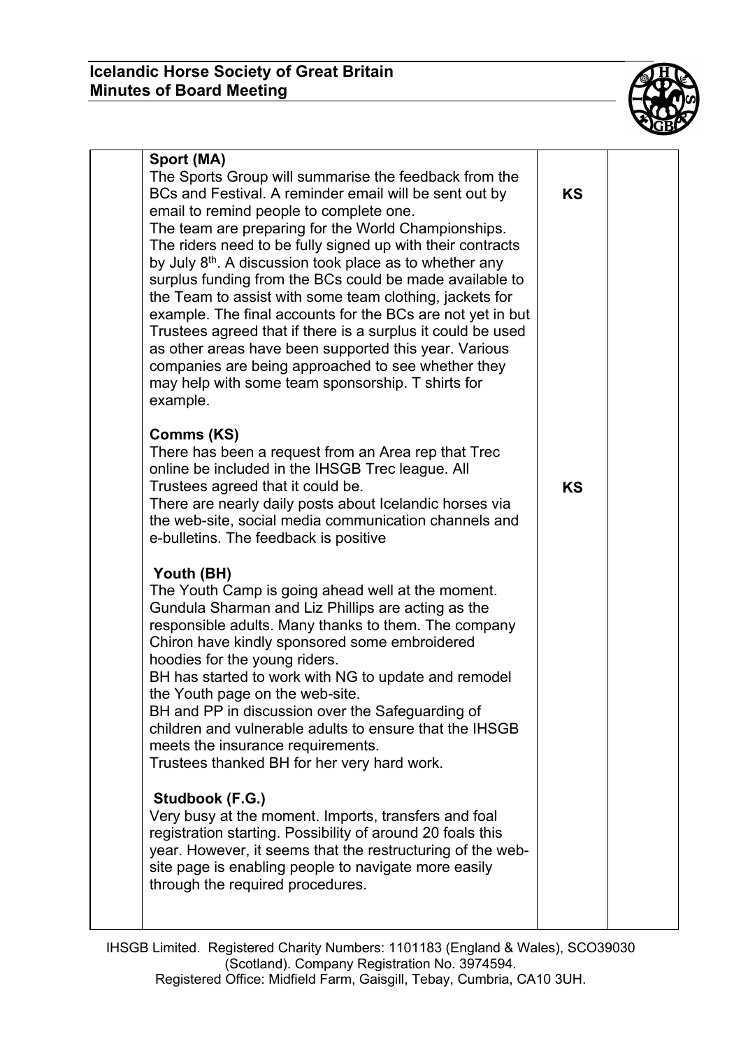| | Content | Action | |
|---|---|---|---|
| | **Sport (MA)**<br>The Sports Group will summarise the feedback from the BCs and Festival. A reminder email will be sent out by email to remind people to complete one.<br>The team are preparing for the World Championships. The riders need to be fully signed up with their contracts by July 8th. A discussion took place as to whether any surplus funding from the BCs could be made available to the Team to assist with some team clothing, jackets for example. The final accounts for the BCs are not yet in but Trustees agreed that if there is a surplus it could be used as other areas have been supported this year. Various companies are being approached to see whether they may help with some team sponsorship. T shirts for example. | **KS** | |
| | **Comms (KS)**<br>There has been a request from an Area rep that Trec online be included in the IHSGB Trec league. All Trustees agreed that it could be.<br>There are nearly daily posts about Icelandic horses via the web-site, social media communication channels and e-bulletins. The feedback is positive | **KS** | |
| | **Youth (BH)**<br>The Youth Camp is going ahead well at the moment. Gundula Sharman and Liz Phillips are acting as the responsible adults. Many thanks to them. The company Chiron have kindly sponsored some embroidered hoodies for the young riders.<br>BH has started to work with NG to update and remodel the Youth page on the web-site.<br>BH and PP in discussion over the Safeguarding of children and vulnerable adults to ensure that the IHSGB meets the insurance requirements.<br>Trustees thanked BH for her very hard work. | | |
| | **Studbook (F.G.)**<br>Very busy at the moment. Imports, transfers and foal registration starting. Possibility of around 20 foals this year. However, it seems that the restructuring of the web-site page is enabling people to navigate more easily through the required procedures. | | |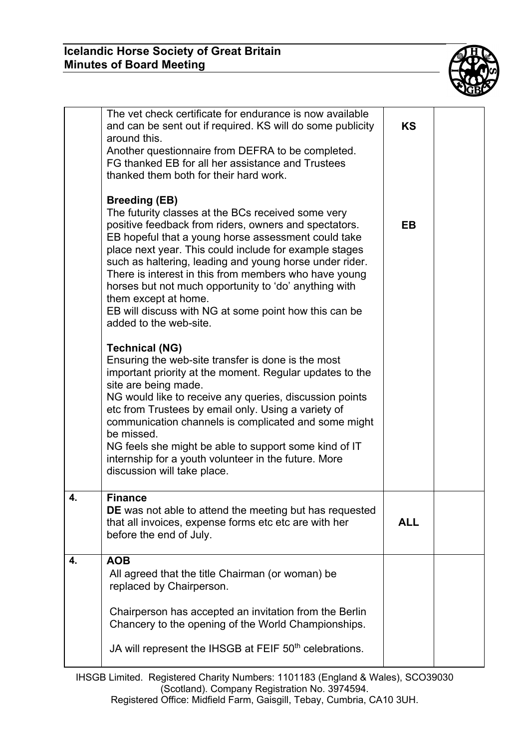| | | | |
|---|---|---|---|
| | The vet check certificate for endurance is now available and can be sent out if required. KS will do some publicity around this.<br>Another questionnaire from DEFRA to be completed.<br>FG thanked EB for all her assistance and Trustees thanked them both for their hard work.<br><br>**Breeding (EB)**<br>The futurity classes at the BCs received some very positive feedback from riders, owners and spectators.<br>EB hopeful that a young horse assessment could take place next year. This could include for example stages such as haltering, leading and young horse under rider. There is interest in this from members who have young horses but not much opportunity to 'do' anything with them except at home.<br>EB will discuss with NG at some point how this can be added to the web-site.<br><br>**Technical (NG)**<br>Ensuring the web-site transfer is done is the most important priority at the moment. Regular updates to the site are being made.<br>NG would like to receive any queries, discussion points etc from Trustees by email only. Using a variety of communication channels is complicated and some might be missed.<br>NG feels she might be able to support some kind of IT internship for a youth volunteer in the future. More discussion will take place. | **KS**<br><br><br><br><br><br><br><br>**EB** | |
| **4.** | **Finance**<br>**DE** was not able to attend the meeting but has requested that all invoices, expense forms etc etc are with her before the end of July. | **ALL** | |
| **4.** | **AOB**<br>All agreed that the title Chairman (or woman) be replaced by Chairperson.<br><br>Chairperson has accepted an invitation from the Berlin Chancery to the opening of the World Championships.<br><br>JA will represent the IHSGB at FEIF 50th celebrations. | | |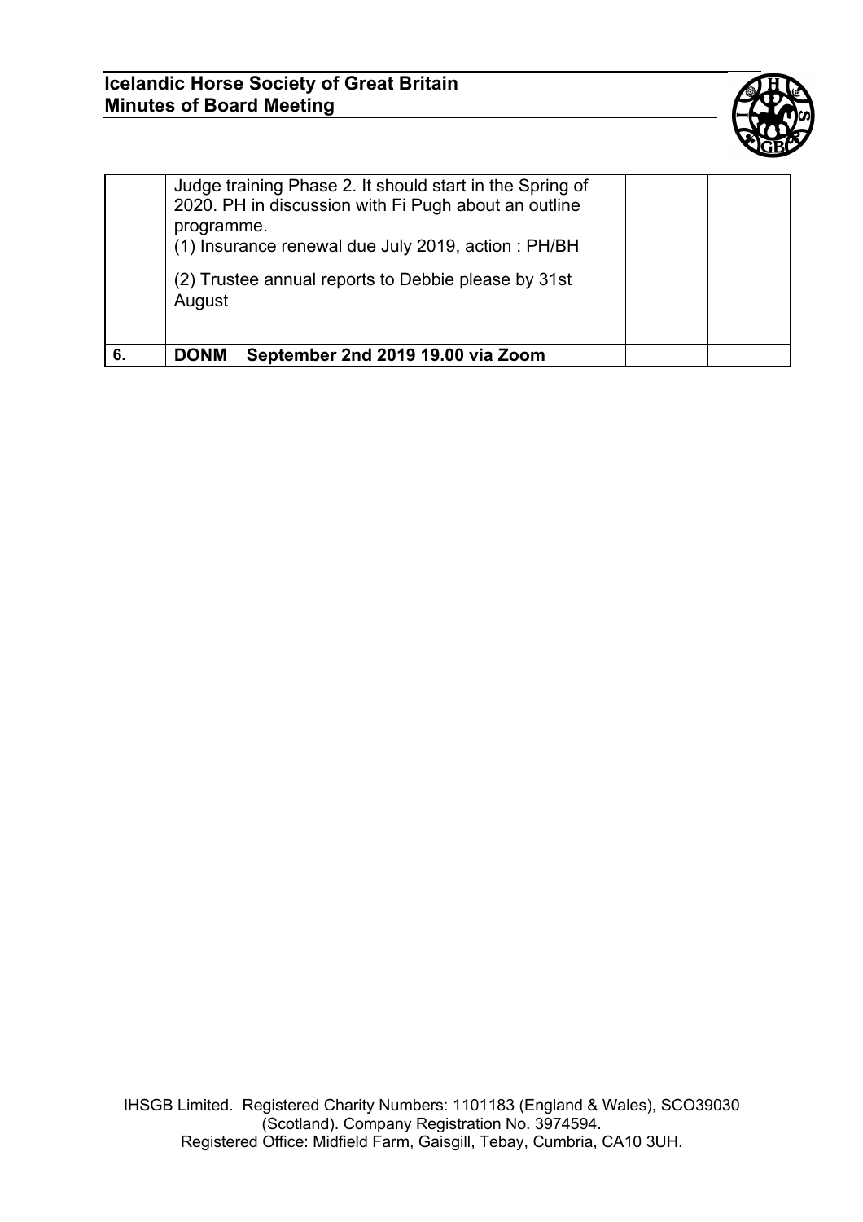| | | | |
|---|---|---|---|
| | Judge training Phase 2. It should start in the Spring of 2020. PH in discussion with Fi Pugh about an outline programme.<br>(1) Insurance renewal due July 2019, action : PH/BH<br><br>(2) Trustee annual reports to Debbie please by 31st August | | |
| **6.** | **DONM September 2nd 2019 19.00 via Zoom** | | |

IHSGB Limited. Registered Charity Numbers: 1101183 (England & Wales), SCO39030 (Scotland). Company Registration No. 3974594.
Registered Office: Midfield Farm, Gaisgill, Tebay, Cumbria, CA10 3UH.